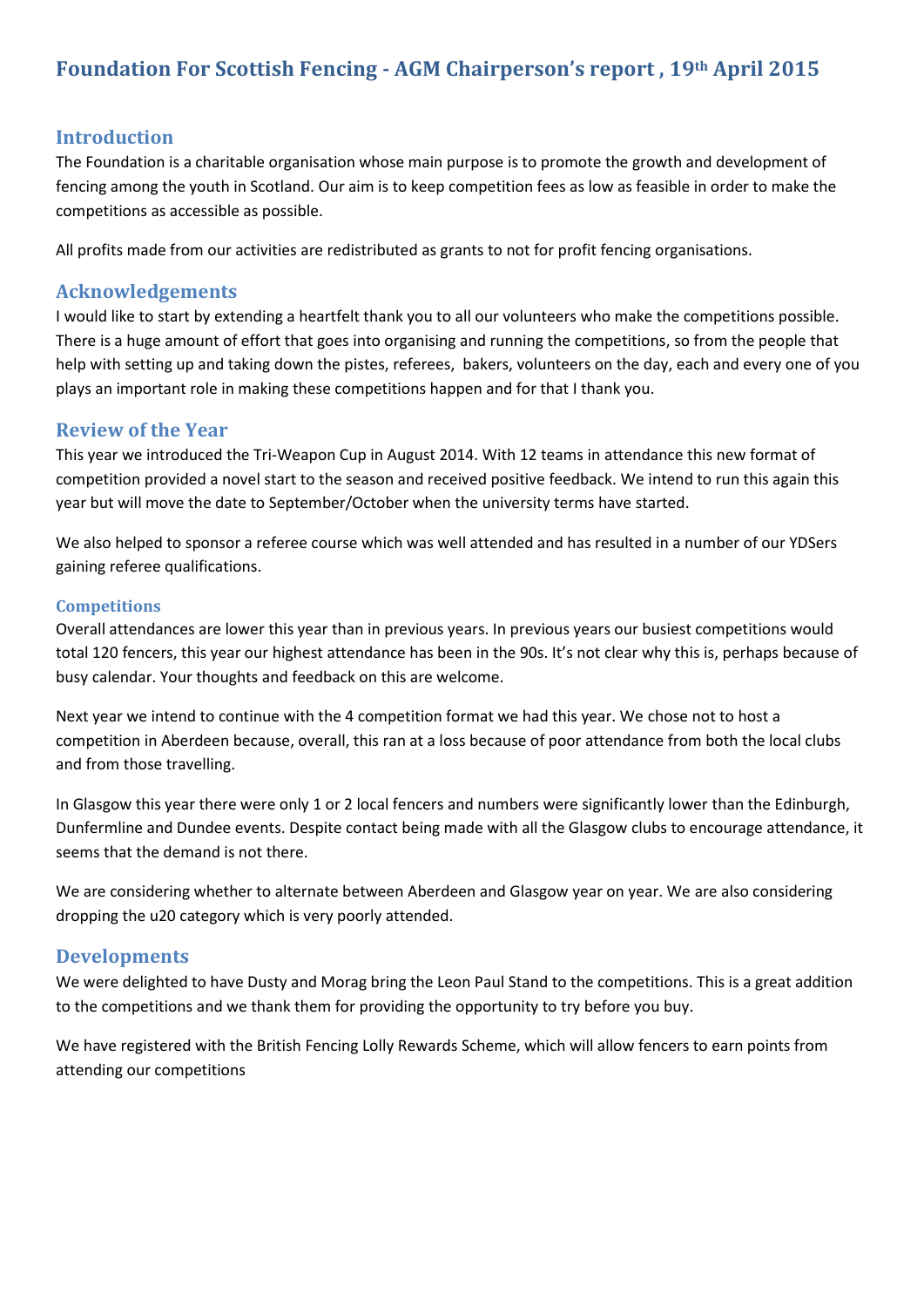# Foundation For Scottish Fencing - AGM Chairperson's report , 19th April 2015

## Introduction

The Foundation is a charitable organisation whose main purpose is to promote the growth and development of fencing among the youth in Scotland. Our aim is to keep competition fees as low as feasible in order to make the competitions as accessible as possible.

All profits made from our activities are redistributed as grants to not for profit fencing organisations.

## Acknowledgements

I would like to start by extending a heartfelt thank you to all our volunteers who make the competitions possible. There is a huge amount of effort that goes into organising and running the competitions, so from the people that help with setting up and taking down the pistes, referees, bakers, volunteers on the day, each and every one of you plays an important role in making these competitions happen and for that I thank you.

## Review of the Year

This year we introduced the Tri-Weapon Cup in August 2014. With 12 teams in attendance this new format of competition provided a novel start to the season and received positive feedback. We intend to run this again this year but will move the date to September/October when the university terms have started.

We also helped to sponsor a referee course which was well attended and has resulted in a number of our YDSers gaining referee qualifications.

### Competitions

Overall attendances are lower this year than in previous years. In previous years our busiest competitions would total 120 fencers, this year our highest attendance has been in the 90s. It's not clear why this is, perhaps because of busy calendar. Your thoughts and feedback on this are welcome.

Next year we intend to continue with the 4 competition format we had this year. We chose not to host a competition in Aberdeen because, overall, this ran at a loss because of poor attendance from both the local clubs and from those travelling.

In Glasgow this year there were only 1 or 2 local fencers and numbers were significantly lower than the Edinburgh, Dunfermline and Dundee events. Despite contact being made with all the Glasgow clubs to encourage attendance, it seems that the demand is not there.

We are considering whether to alternate between Aberdeen and Glasgow year on year. We are also considering dropping the u20 category which is very poorly attended.

## Developments

We were delighted to have Dusty and Morag bring the Leon Paul Stand to the competitions. This is a great addition to the competitions and we thank them for providing the opportunity to try before you buy.

We have registered with the British Fencing Lolly Rewards Scheme, which will allow fencers to earn points from attending our competitions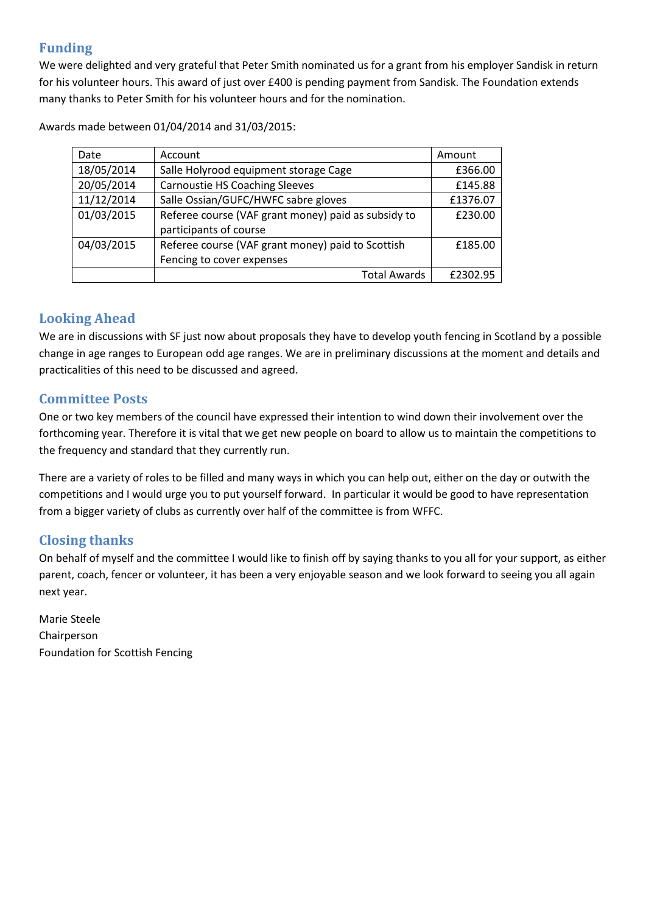## Funding

We were delighted and very grateful that Peter Smith nominated us for a grant from his employer Sandisk in return for his volunteer hours. This award of just over £400 is pending payment from Sandisk. The Foundation extends many thanks to Peter Smith for his volunteer hours and for the nomination.

Awards made between 01/04/2014 and 31/03/2015:

| Date | Account | Amount |
|---|---|---|
| 18/05/2014 | Salle Holyrood equipment storage Cage | £366.00 |
| 20/05/2014 | Carnoustie HS Coaching Sleeves | £145.88 |
| 11/12/2014 | Salle Ossian/GUFC/HWFC sabre gloves | £1376.07 |
| 01/03/2015 | Referee course (VAF grant money) paid as subsidy to participants of course | £230.00 |
| 04/03/2015 | Referee course (VAF grant money) paid to Scottish Fencing to cover expenses | £185.00 |
| | Total Awards | £2302.95 |

## Looking Ahead

We are in discussions with SF just now about proposals they have to develop youth fencing in Scotland by a possible change in age ranges to European odd age ranges. We are in preliminary discussions at the moment and details and practicalities of this need to be discussed and agreed.

## Committee Posts

One or two key members of the council have expressed their intention to wind down their involvement over the forthcoming year. Therefore it is vital that we get new people on board to allow us to maintain the competitions to the frequency and standard that they currently run.

There are a variety of roles to be filled and many ways in which you can help out, either on the day or outwith the competitions and I would urge you to put yourself forward. In particular it would be good to have representation from a bigger variety of clubs as currently over half of the committee is from WFFC.

## Closing thanks

On behalf of myself and the committee I would like to finish off by saying thanks to you all for your support, as either parent, coach, fencer or volunteer, it has been a very enjoyable season and we look forward to seeing you all again next year.

Marie Steele
Chairperson
Foundation for Scottish Fencing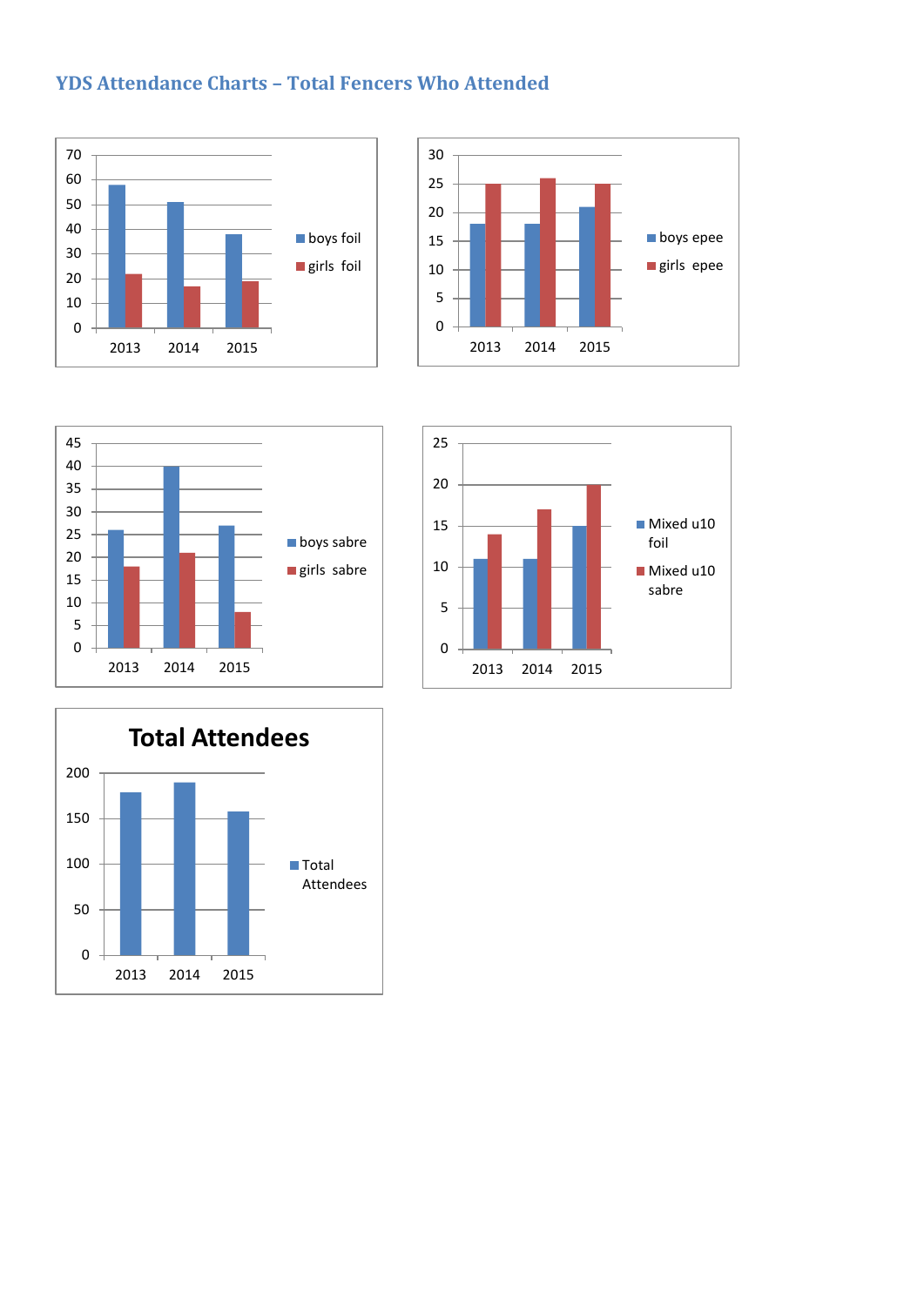# YDS Attendance Charts – Total Fencers Who Attended

70
60
50
40
30
20
10
0
2013 2014 2015
boys foil
girls foil

30
25
20
15
10
5
0
2013 2014 2015
boys epee
girls epee

45
40
35
30
25
20
15
10
5
0
2013 2014 2015
boys sabre
girls sabre

25
20
15
10
5
0
2013 2014 2015
Mixed u10 foil
Mixed u10 sabre

**Total Attendees**

200
150
100
50
0
2013 2014 2015
Total Attendees